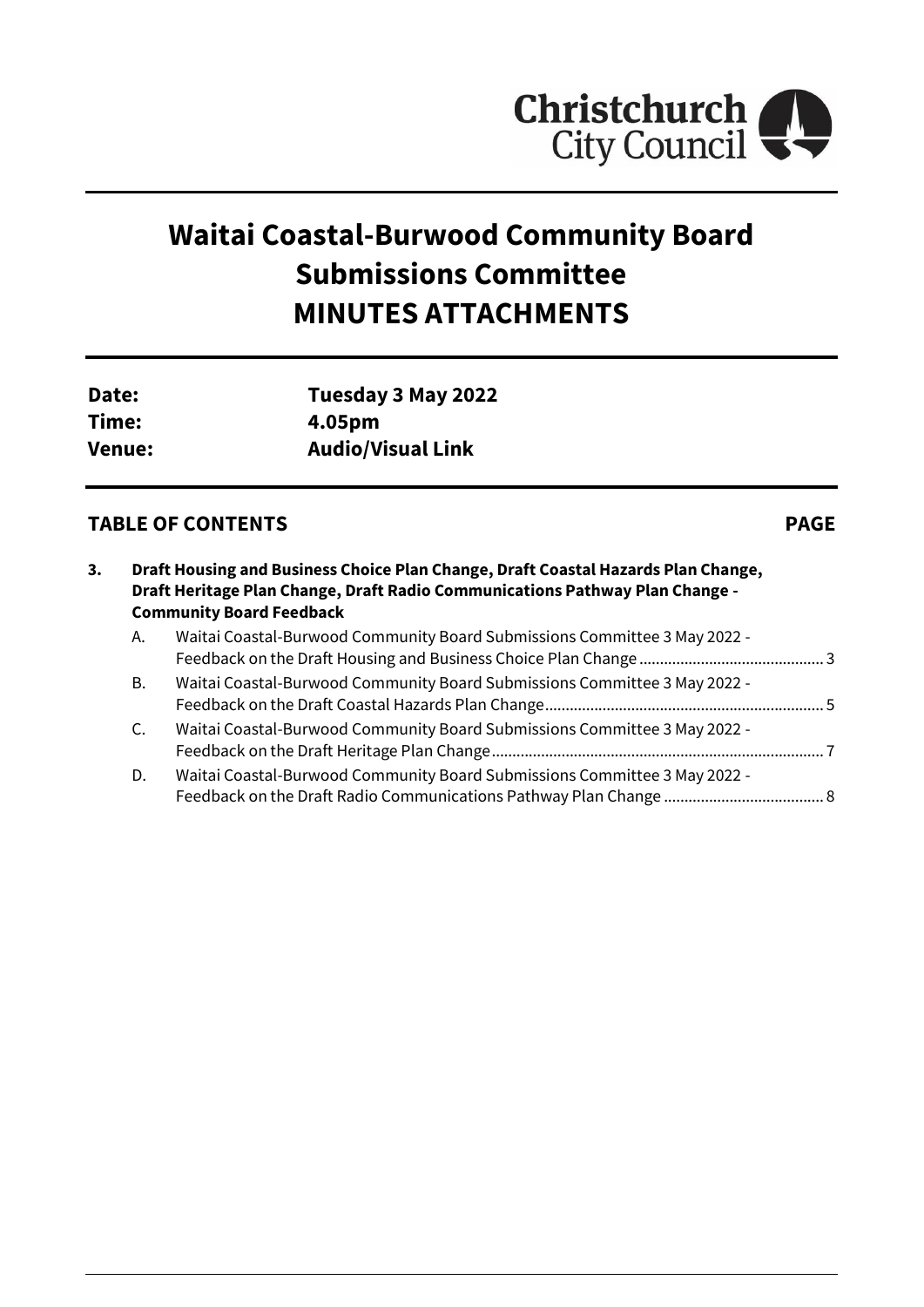Christchurch City Council

# Waitai Coastal-Burwood Community Board Submissions Committee MINUTES ATTACHMENTS

| | |
|---|---|
| **Date:** | **Tuesday 3 May 2022** |
| **Time:** | **4.05pm** |
| **Venue:** | **Audio/Visual Link** |

## TABLE OF CONTENTS **PAGE**

**3. Draft Housing and Business Choice Plan Change, Draft Coastal Hazards Plan Change, Draft Heritage Plan Change, Draft Radio Communications Pathway Plan Change - Community Board Feedback**

A. Waitai Coastal-Burwood Community Board Submissions Committee 3 May 2022 - Feedback on the Draft Housing and Business Choice Plan Change ............................................ 3

B. Waitai Coastal-Burwood Community Board Submissions Committee 3 May 2022 - Feedback on the Draft Coastal Hazards Plan Change................................................................... 5

C. Waitai Coastal-Burwood Community Board Submissions Committee 3 May 2022 - Feedback on the Draft Heritage Plan Change................................................................................ 7

D. Waitai Coastal-Burwood Community Board Submissions Committee 3 May 2022 - Feedback on the Draft Radio Communications Pathway Plan Change ...................................... 8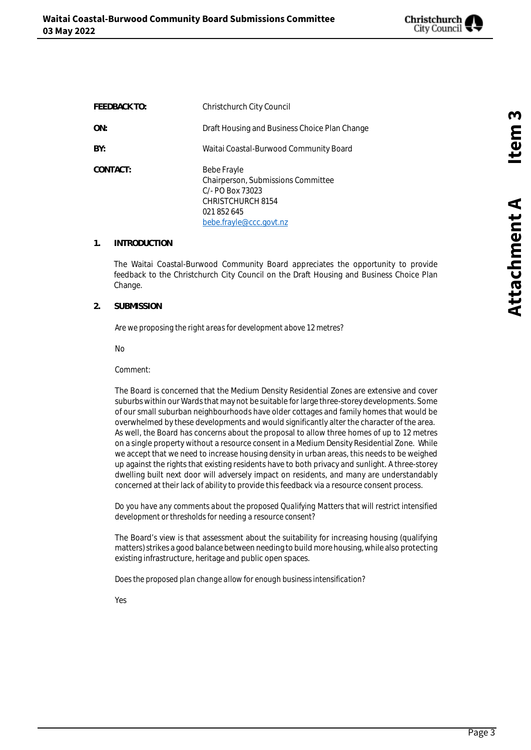| | |
|---|---|
| **FEEDBACK TO:** | Christchurch City Council |
| **ON:** | Draft Housing and Business Choice Plan Change |
| **BY:** | Waitai Coastal-Burwood Community Board |
| **CONTACT:** | Bebe Frayle<br>Chairperson, Submissions Committee<br>C/- PO Box 73023<br>CHRISTCHURCH 8154<br>021 852 645<br>bebe.frayle@ccc.govt.nz |

## 1. INTRODUCTION

The Waitai Coastal-Burwood Community Board appreciates the opportunity to provide feedback to the Christchurch City Council on the Draft Housing and Business Choice Plan Change.

## 2. SUBMISSION

*Are we proposing the right areas for development above 12 metres?*

No

Comment:

The Board is concerned that the Medium Density Residential Zones are extensive and cover suburbs within our Wards that may not be suitable for large three-storey developments. Some of our small suburban neighbourhoods have older cottages and family homes that would be overwhelmed by these developments and would significantly alter the character of the area. As well, the Board has concerns about the proposal to allow three homes of up to 12 metres on a single property without a resource consent in a Medium Density Residential Zone. While we accept that we need to increase housing density in urban areas, this needs to be weighed up against the rights that existing residents have to both privacy and sunlight. A three-storey dwelling built next door will adversely impact on residents, and many are understandably concerned at their lack of ability to provide this feedback via a resource consent process.

*Do you have any comments about the proposed Qualifying Matters that will restrict intensified development or thresholds for needing a resource consent?*

The Board's view is that assessment about the suitability for increasing housing (qualifying matters) strikes a good balance between needing to build more housing, while also protecting existing infrastructure, heritage and public open spaces.

*Does the proposed plan change allow for enough business intensification?*

Yes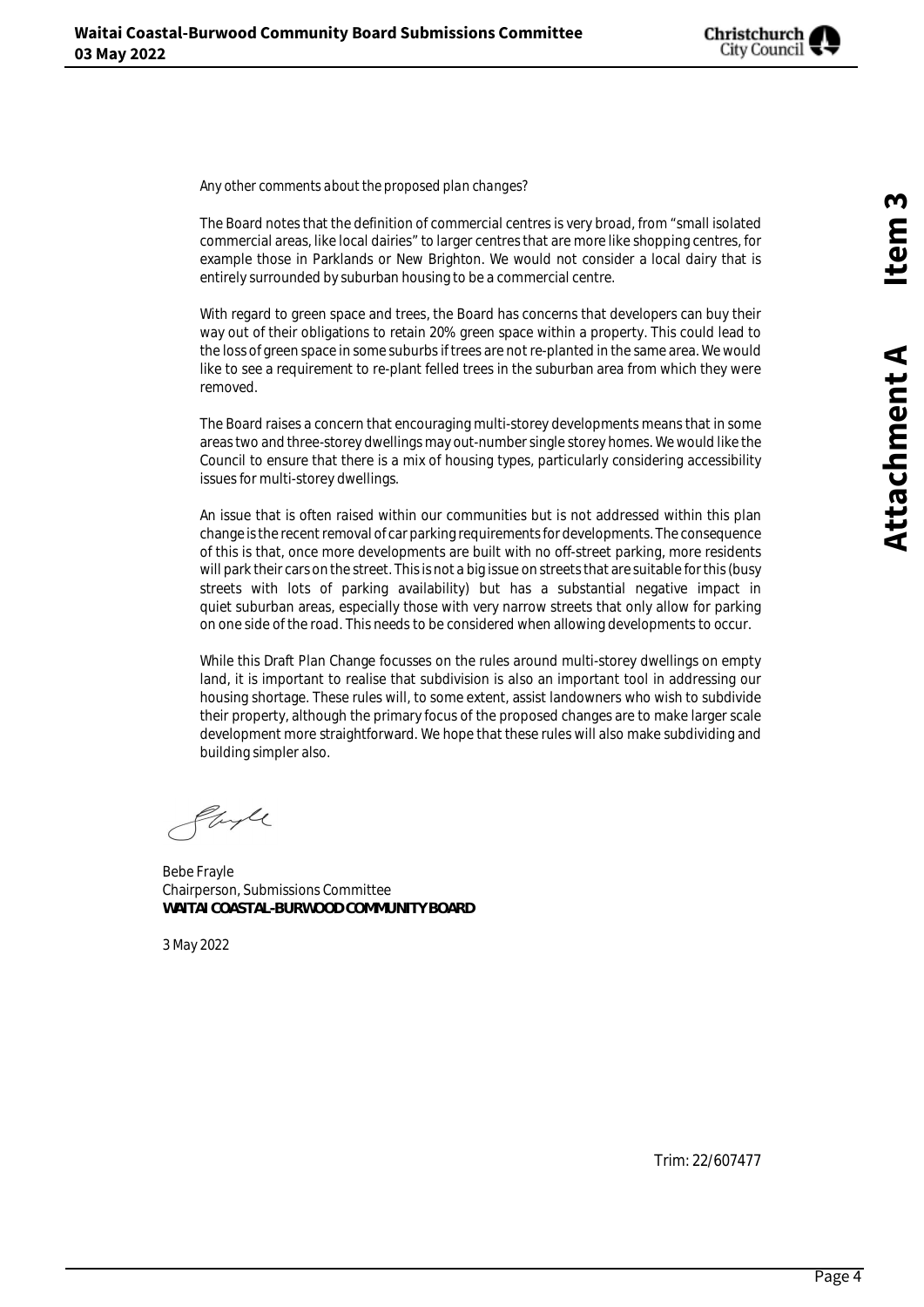*Any other comments about the proposed plan changes?*

The Board notes that the definition of commercial centres is very broad, from "small isolated commercial areas, like local dairies" to larger centres that are more like shopping centres, for example those in Parklands or New Brighton. We would not consider a local dairy that is entirely surrounded by suburban housing to be a commercial centre.

With regard to green space and trees, the Board has concerns that developers can buy their way out of their obligations to retain 20% green space within a property. This could lead to the loss of green space in some suburbs if trees are not re-planted in the same area. We would like to see a requirement to re-plant felled trees in the suburban area from which they were removed.

The Board raises a concern that encouraging multi-storey developments means that in some areas two and three-storey dwellings may out-number single storey homes. We would like the Council to ensure that there is a mix of housing types, particularly considering accessibility issues for multi-storey dwellings.

An issue that is often raised within our communities but is not addressed within this plan change is the recent removal of car parking requirements for developments. The consequence of this is that, once more developments are built with no off-street parking, more residents will park their cars on the street. This is not a big issue on streets that are suitable for this (busy streets with lots of parking availability) but has a substantial negative impact in quiet suburban areas, especially those with very narrow streets that only allow for parking on one side of the road. This needs to be considered when allowing developments to occur.

While this Draft Plan Change focusses on the rules around multi-storey dwellings on empty land, it is important to realise that subdivision is also an important tool in addressing our housing shortage. These rules will, to some extent, assist landowners who wish to subdivide their property, although the primary focus of the proposed changes are to make larger scale development more straightforward. We hope that these rules will also make subdividing and building simpler also.

Bebe Frayle
Chairperson, Submissions Committee
**WAITAI COASTAL-BURWOOD COMMUNITY BOARD**

3 May 2022

Trim: 22/607477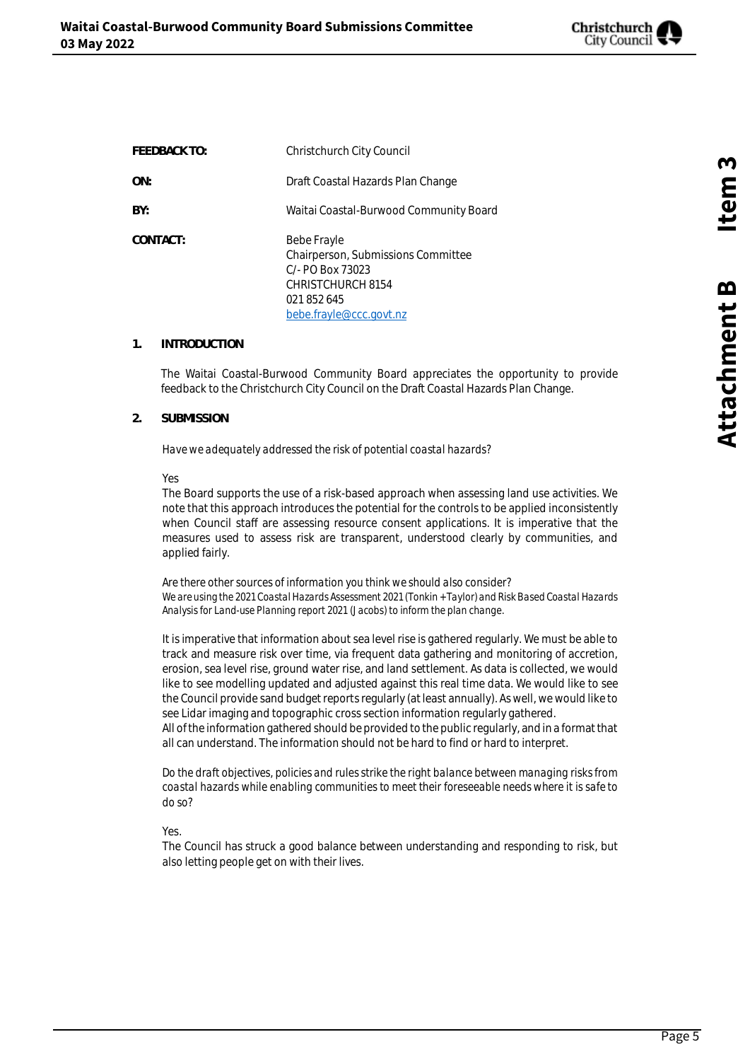| | |
|---|---|
| **FEEDBACK TO:** | Christchurch City Council |
| **ON:** | Draft Coastal Hazards Plan Change |
| **BY:** | Waitai Coastal-Burwood Community Board |
| **CONTACT:** | Bebe Frayle<br>Chairperson, Submissions Committee<br>C/- PO Box 73023<br>CHRISTCHURCH 8154<br>021 852 645<br>[bebe.frayle@ccc.govt.nz](mailto:bebe.frayle@ccc.govt.nz) |

## 1. INTRODUCTION

The Waitai Coastal-Burwood Community Board appreciates the opportunity to provide feedback to the Christchurch City Council on the Draft Coastal Hazards Plan Change.

## 2. SUBMISSION

*Have we adequately addressed the risk of potential coastal hazards?*

Yes

The Board supports the use of a risk-based approach when assessing land use activities. We note that this approach introduces the potential for the controls to be applied inconsistently when Council staff are assessing resource consent applications. It is imperative that the measures used to assess risk are transparent, understood clearly by communities, and applied fairly.

*Are there other sources of information you think we should also consider?*
*We are using the 2021 Coastal Hazards Assessment 2021 (Tonkin + Taylor) and Risk Based Coastal Hazards Analysis for Land-use Planning report 2021 (Jacobs) to inform the plan change.*

It is imperative that information about sea level rise is gathered regularly. We must be able to track and measure risk over time, via frequent data gathering and monitoring of accretion, erosion, sea level rise, ground water rise, and land settlement. As data is collected, we would like to see modelling updated and adjusted against this real time data. We would like to see the Council provide sand budget reports regularly (at least annually). As well, we would like to see Lidar imaging and topographic cross section information regularly gathered.
All of the information gathered should be provided to the public regularly, and in a format that all can understand. The information should not be hard to find or hard to interpret.

*Do the draft objectives, policies and rules strike the right balance between managing risks from coastal hazards while enabling communities to meet their foreseeable needs where it is safe to do so?*

Yes.

The Council has struck a good balance between understanding and responding to risk, but also letting people get on with their lives.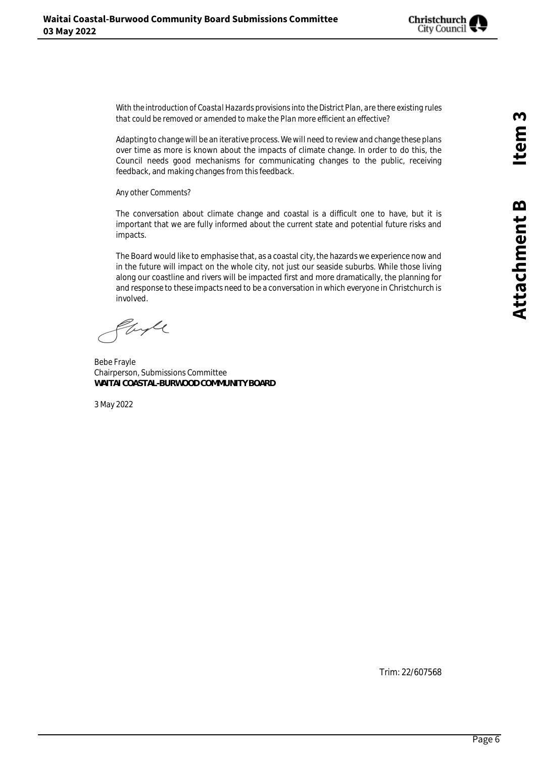*With the introduction of Coastal Hazards provisions into the District Plan, are there existing rules that could be removed or amended to make the Plan more efficient an effective?*

Adapting to change will be an iterative process. We will need to review and change these plans over time as more is known about the impacts of climate change. In order to do this, the Council needs good mechanisms for communicating changes to the public, receiving feedback, and making changes from this feedback.

*Any other Comments?*

The conversation about climate change and coastal is a difficult one to have, but it is important that we are fully informed about the current state and potential future risks and impacts.

The Board would like to emphasise that, as a coastal city, the hazards we experience now and in the future will impact on the whole city, not just our seaside suburbs. While those living along our coastline and rivers will be impacted first and more dramatically, the planning for and response to these impacts need to be a conversation in which everyone in Christchurch is involved.

Bebe Frayle
Chairperson, Submissions Committee
**WAITAI COASTAL-BURWOOD COMMUNITY BOARD**

3 May 2022

Trim: 22/607568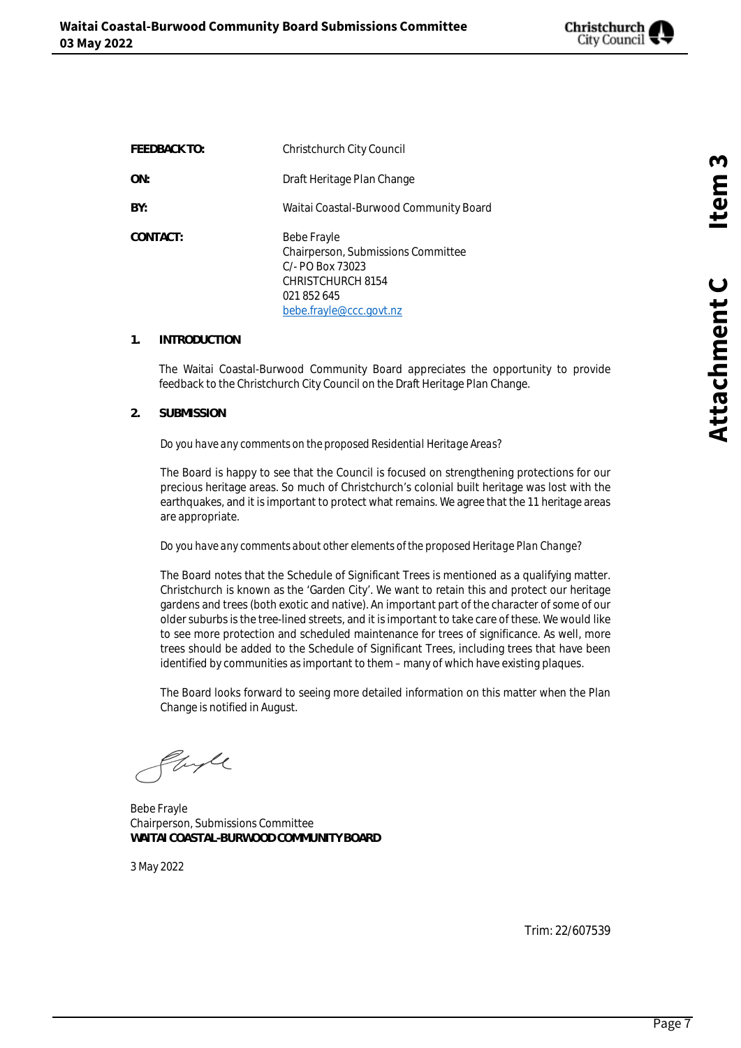| | |
|---|---|
| **FEEDBACK TO:** | Christchurch City Council |
| **ON:** | Draft Heritage Plan Change |
| **BY:** | Waitai Coastal-Burwood Community Board |
| **CONTACT:** | Bebe Frayle<br>Chairperson, Submissions Committee<br>C/- PO Box 73023<br>CHRISTCHURCH 8154<br>021 852 645<br>bebe.frayle@ccc.govt.nz |

## 1. INTRODUCTION

The Waitai Coastal-Burwood Community Board appreciates the opportunity to provide feedback to the Christchurch City Council on the Draft Heritage Plan Change.

## 2. SUBMISSION

*Do you have any comments on the proposed Residential Heritage Areas?*

The Board is happy to see that the Council is focused on strengthening protections for our precious heritage areas. So much of Christchurch's colonial built heritage was lost with the earthquakes, and it is important to protect what remains. We agree that the 11 heritage areas are appropriate.

*Do you have any comments about other elements of the proposed Heritage Plan Change?*

The Board notes that the Schedule of Significant Trees is mentioned as a qualifying matter. Christchurch is known as the 'Garden City'. We want to retain this and protect our heritage gardens and trees (both exotic and native). An important part of the character of some of our older suburbs is the tree-lined streets, and it is important to take care of these. We would like to see more protection and scheduled maintenance for trees of significance. As well, more trees should be added to the Schedule of Significant Trees, including trees that have been identified by communities as important to them – many of which have existing plaques.

The Board looks forward to seeing more detailed information on this matter when the Plan Change is notified in August.

Bebe Frayle
Chairperson, Submissions Committee
**WAITAI COASTAL-BURWOOD COMMUNITY BOARD**

3 May 2022

Trim: 22/607539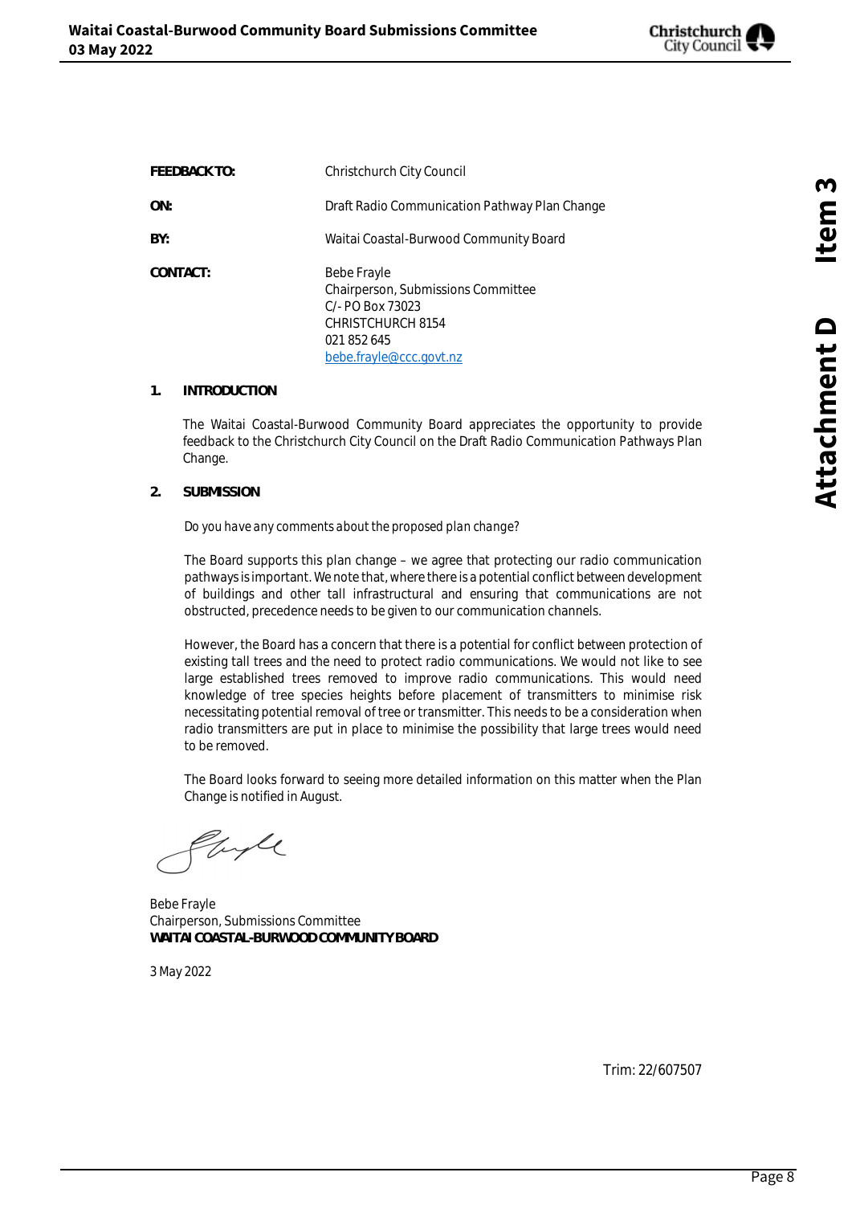| | |
|---|---|
| **FEEDBACK TO:** | Christchurch City Council |
| **ON:** | Draft Radio Communication Pathway Plan Change |
| **BY:** | Waitai Coastal-Burwood Community Board |
| **CONTACT:** | Bebe Frayle<br>Chairperson, Submissions Committee<br>C/- PO Box 73023<br>CHRISTCHURCH 8154<br>021 852 645<br>bebe.frayle@ccc.govt.nz |

## 1. INTRODUCTION

The Waitai Coastal-Burwood Community Board appreciates the opportunity to provide feedback to the Christchurch City Council on the Draft Radio Communication Pathways Plan Change.

## 2. SUBMISSION

*Do you have any comments about the proposed plan change?*

The Board supports this plan change – we agree that protecting our radio communication pathways is important. We note that, where there is a potential conflict between development of buildings and other tall infrastructural and ensuring that communications are not obstructed, precedence needs to be given to our communication channels.

However, the Board has a concern that there is a potential for conflict between protection of existing tall trees and the need to protect radio communications. We would not like to see large established trees removed to improve radio communications. This would need knowledge of tree species heights before placement of transmitters to minimise risk necessitating potential removal of tree or transmitter. This needs to be a consideration when radio transmitters are put in place to minimise the possibility that large trees would need to be removed.

The Board looks forward to seeing more detailed information on this matter when the Plan Change is notified in August.

Bebe Frayle
Chairperson, Submissions Committee
**WAITAI COASTAL-BURWOOD COMMUNITY BOARD**

3 May 2022

Trim: 22/607507